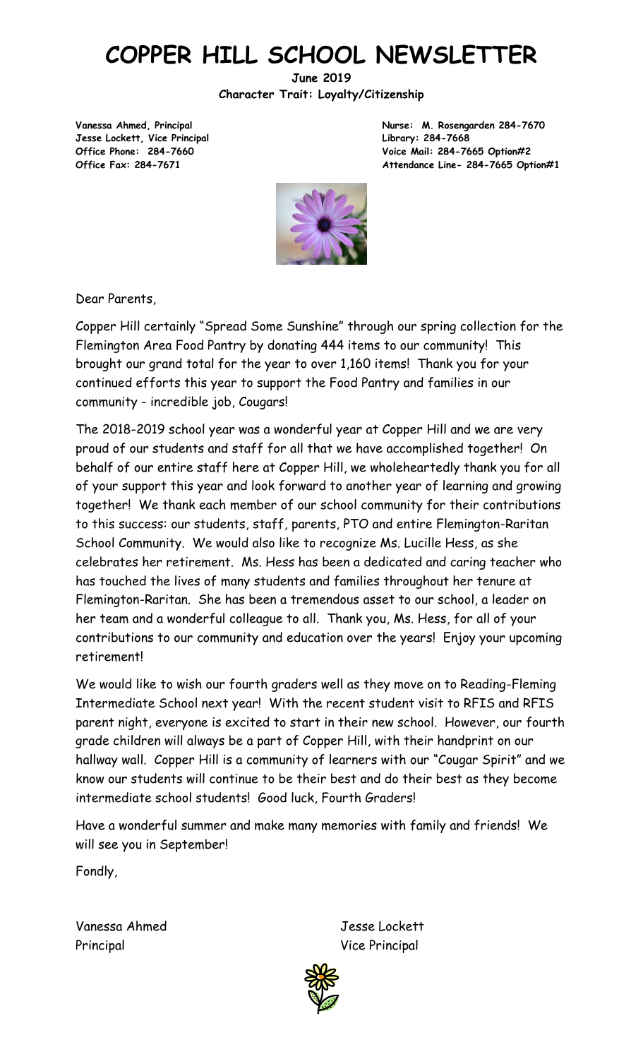# COPPER HILL SCHOOL NEWSLETTER

**June 2019**

**Character Trait: Loyalty/Citizenship**

**Vanessa Ahmed, Principal**
**Jesse Lockett, Vice Principal**
**Office Phone: 284-7660**
**Office Fax: 284-7671**

**Nurse: M. Rosengarden 284-7670**
**Library: 284-7668**
**Voice Mail: 284-7665 Option#2**
**Attendance Line- 284-7665 Option#1**

Dear Parents,

Copper Hill certainly "Spread Some Sunshine" through our spring collection for the Flemington Area Food Pantry by donating 444 items to our community! This brought our grand total for the year to over 1,160 items! Thank you for your continued efforts this year to support the Food Pantry and families in our community - incredible job, Cougars!

The 2018-2019 school year was a wonderful year at Copper Hill and we are very proud of our students and staff for all that we have accomplished together! On behalf of our entire staff here at Copper Hill, we wholeheartedly thank you for all of your support this year and look forward to another year of learning and growing together! We thank each member of our school community for their contributions to this success: our students, staff, parents, PTO and entire Flemington-Raritan School Community. We would also like to recognize Ms. Lucille Hess, as she celebrates her retirement. Ms. Hess has been a dedicated and caring teacher who has touched the lives of many students and families throughout her tenure at Flemington-Raritan. She has been a tremendous asset to our school, a leader on her team and a wonderful colleague to all. Thank you, Ms. Hess, for all of your contributions to our community and education over the years! Enjoy your upcoming retirement!

We would like to wish our fourth graders well as they move on to Reading-Fleming Intermediate School next year! With the recent student visit to RFIS and RFIS parent night, everyone is excited to start in their new school. However, our fourth grade children will always be a part of Copper Hill, with their handprint on our hallway wall. Copper Hill is a community of learners with our "Cougar Spirit" and we know our students will continue to be their best and do their best as they become intermediate school students! Good luck, Fourth Graders!

Have a wonderful summer and make many memories with family and friends! We will see you in September!

Fondly,

Vanessa Ahmed
Principal

Jesse Lockett
Vice Principal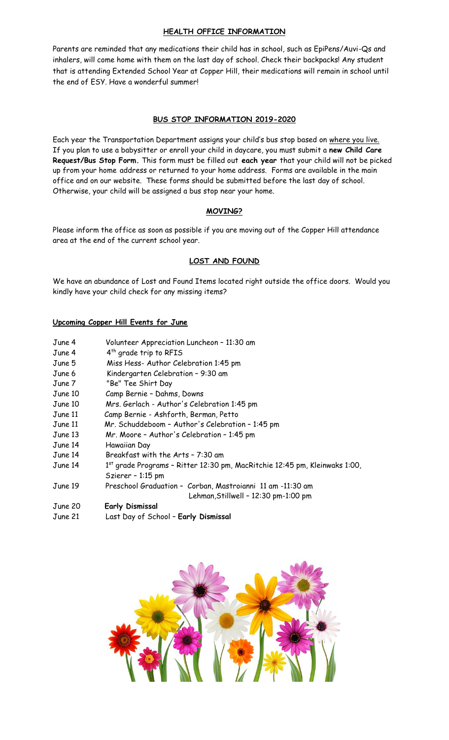## HEALTH OFFICE INFORMATION

Parents are reminded that any medications their child has in school, such as EpiPens/Auvi-Qs and inhalers, will come home with them on the last day of school. Check their backpacks! Any student that is attending Extended School Year at Copper Hill, their medications will remain in school until the end of ESY. Have a wonderful summer!

## BUS STOP INFORMATION 2019-2020

Each year the Transportation Department assigns your child's bus stop based on where you live. If you plan to use a babysitter or enroll your child in daycare, you must submit a **new Child Care Request/Bus Stop Form.** This form must be filled out **each year** that your child will not be picked up from your home address or returned to your home address. Forms are available in the main office and on our website. These forms should be submitted before the last day of school. Otherwise, your child will be assigned a bus stop near your home.

## MOVING?

Please inform the office as soon as possible if you are moving out of the Copper Hill attendance area at the end of the current school year.

## LOST AND FOUND

We have an abundance of Lost and Found Items located right outside the office doors. Would you kindly have your child check for any missing items?

### Upcoming Copper Hill Events for June

| | |
|---|---|
| June 4 | Volunteer Appreciation Luncheon – 11:30 am |
| June 4 | 4th grade trip to RFIS |
| June 5 | Miss Hess- Author Celebration 1:45 pm |
| June 6 | Kindergarten Celebration – 9:30 am |
| June 7 | "Be" Tee Shirt Day |
| June 10 | Camp Bernie – Dahms, Downs |
| June 10 | Mrs. Gerlach - Author's Celebration 1:45 pm |
| June 11 | Camp Bernie - Ashforth, Berman, Petto |
| June 11 | Mr. Schuddeboom – Author's Celebration – 1:45 pm |
| June 13 | Mr. Moore – Author's Celebration – 1:45 pm |
| June 14 | Hawaiian Day |
| June 14 | Breakfast with the Arts – 7:30 am |
| June 14 | 1st grade Programs – Ritter 12:30 pm, MacRitchie 12:45 pm, Kleinwaks 1:00, Szierer – 1:15 pm |
| June 19 | Preschool Graduation – Corban, Mastroianni 11 am -11:30 am; Lehman,Stillwell – 12:30 pm-1:00 pm |
| June 20 | **Early Dismissal** |
| June 21 | Last Day of School – **Early Dismissal** |